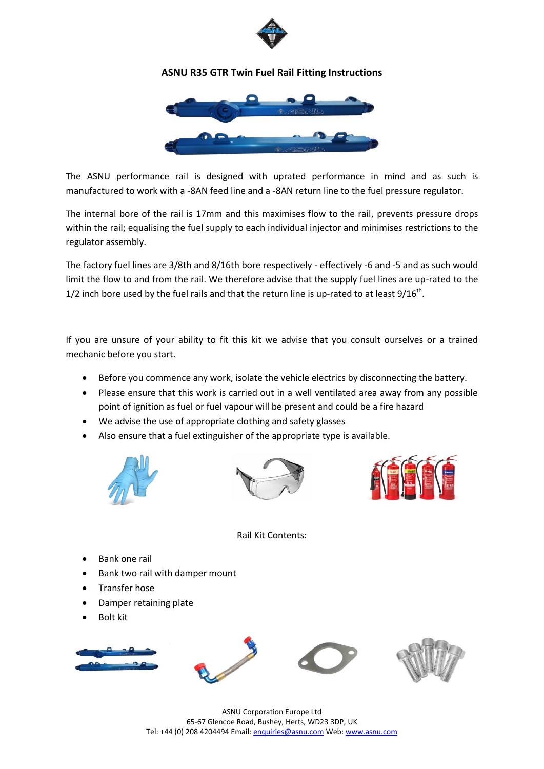# ASNU R35 GTR Twin Fuel Rail Fitting Instructions

The ASNU performance rail is designed with uprated performance in mind and as such is manufactured to work with a -8AN feed line and a -8AN return line to the fuel pressure regulator.

The internal bore of the rail is 17mm and this maximises flow to the rail, prevents pressure drops within the rail; equalising the fuel supply to each individual injector and minimises restrictions to the regulator assembly.

The factory fuel lines are 3/8th and 8/16th bore respectively - effectively -6 and -5 and as such would limit the flow to and from the rail. We therefore advise that the supply fuel lines are up-rated to the 1/2 inch bore used by the fuel rails and that the return line is up-rated to at least 9/16th.

If you are unsure of your ability to fit this kit we advise that you consult ourselves or a trained mechanic before you start.

- Before you commence any work, isolate the vehicle electrics by disconnecting the battery.
- Please ensure that this work is carried out in a well ventilated area away from any possible point of ignition as fuel or fuel vapour will be present and could be a fire hazard
- We advise the use of appropriate clothing and safety glasses
- Also ensure that a fuel extinguisher of the appropriate type is available.

Rail Kit Contents:

- Bank one rail
- Bank two rail with damper mount
- Transfer hose
- Damper retaining plate
- Bolt kit

ASNU Corporation Europe Ltd
65-67 Glencoe Road, Bushey, Herts, WD23 3DP, UK
Tel: +44 (0) 208 4204494 Email: enquiries@asnu.com Web: www.asnu.com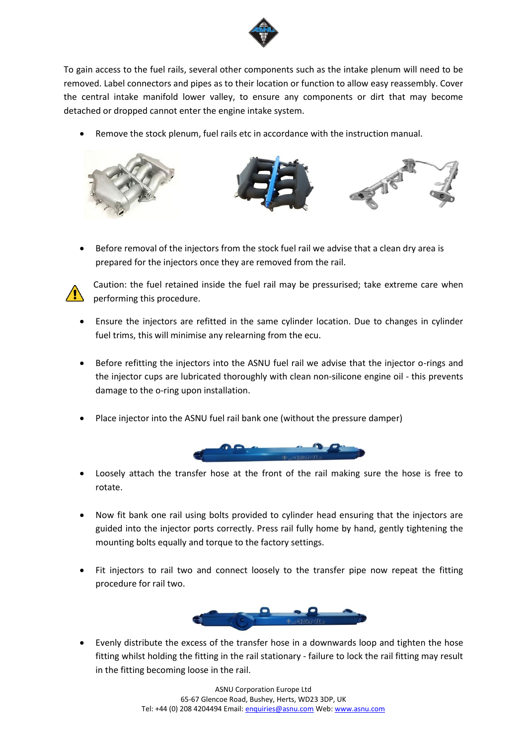To gain access to the fuel rails, several other components such as the intake plenum will need to be removed. Label connectors and pipes as to their location or function to allow easy reassembly. Cover the central intake manifold lower valley, to ensure any components or dirt that may become detached or dropped cannot enter the engine intake system.

- Remove the stock plenum, fuel rails etc in accordance with the instruction manual.

- Before removal of the injectors from the stock fuel rail we advise that a clean dry area is prepared for the injectors once they are removed from the rail.

Caution: the fuel retained inside the fuel rail may be pressurised; take extreme care when performing this procedure.

- Ensure the injectors are refitted in the same cylinder location. Due to changes in cylinder fuel trims, this will minimise any relearning from the ecu.

- Before refitting the injectors into the ASNU fuel rail we advise that the injector o-rings and the injector cups are lubricated thoroughly with clean non-silicone engine oil - this prevents damage to the o-ring upon installation.

- Place injector into the ASNU fuel rail bank one (without the pressure damper)

- Loosely attach the transfer hose at the front of the rail making sure the hose is free to rotate.

- Now fit bank one rail using bolts provided to cylinder head ensuring that the injectors are guided into the injector ports correctly. Press rail fully home by hand, gently tightening the mounting bolts equally and torque to the factory settings.

- Fit injectors to rail two and connect loosely to the transfer pipe now repeat the fitting procedure for rail two.

- Evenly distribute the excess of the transfer hose in a downwards loop and tighten the hose fitting whilst holding the fitting in the rail stationary - failure to lock the rail fitting may result in the fitting becoming loose in the rail.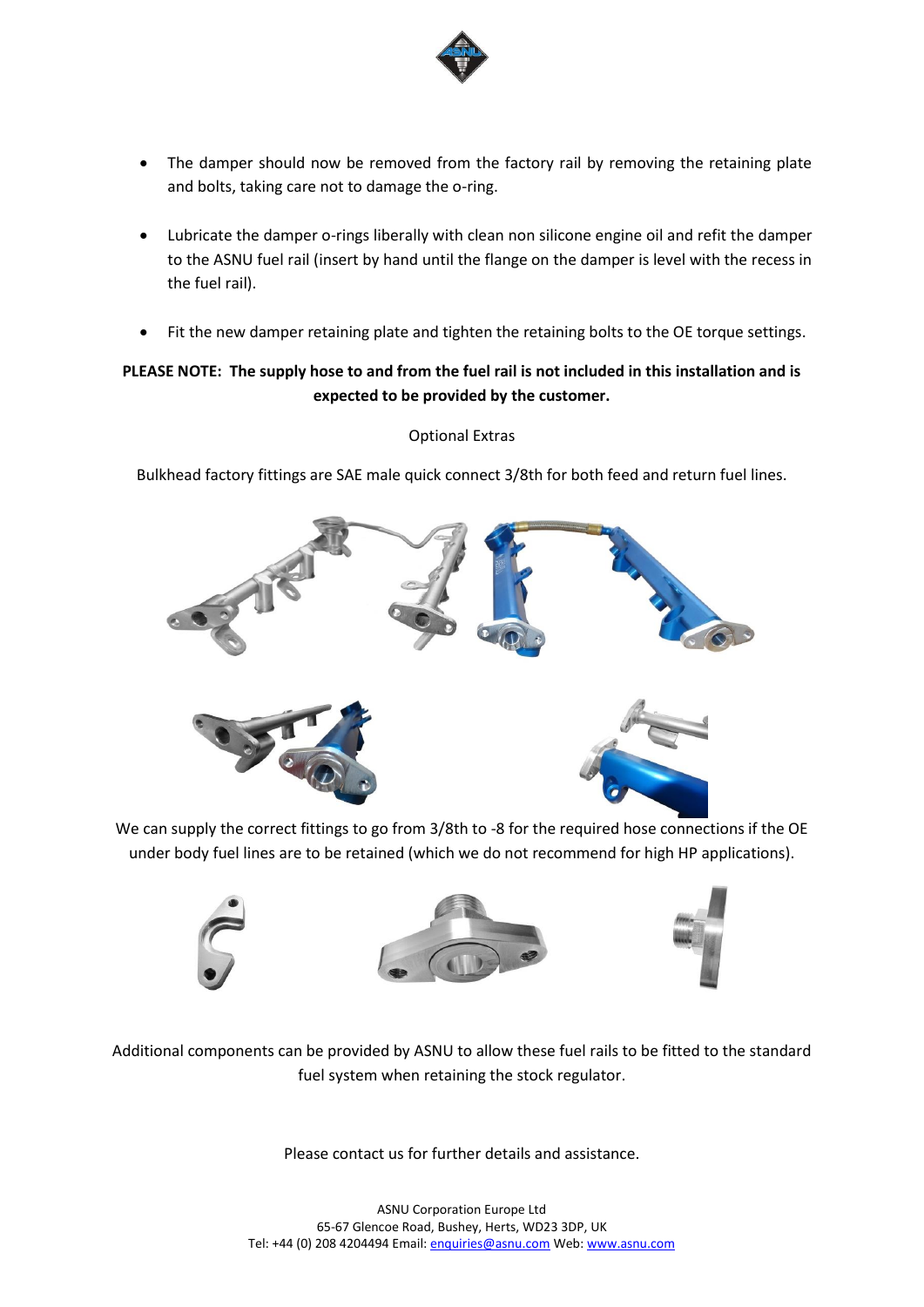- The damper should now be removed from the factory rail by removing the retaining plate and bolts, taking care not to damage the o-ring.

- Lubricate the damper o-rings liberally with clean non silicone engine oil and refit the damper to the ASNU fuel rail (insert by hand until the flange on the damper is level with the recess in the fuel rail).

- Fit the new damper retaining plate and tighten the retaining bolts to the OE torque settings.

**PLEASE NOTE: The supply hose to and from the fuel rail is not included in this installation and is expected to be provided by the customer.**

Optional Extras

Bulkhead factory fittings are SAE male quick connect 3/8th for both feed and return fuel lines.

We can supply the correct fittings to go from 3/8th to -8 for the required hose connections if the OE under body fuel lines are to be retained (which we do not recommend for high HP applications).

Additional components can be provided by ASNU to allow these fuel rails to be fitted to the standard fuel system when retaining the stock regulator.

Please contact us for further details and assistance.

ASNU Corporation Europe Ltd
65-67 Glencoe Road, Bushey, Herts, WD23 3DP, UK
Tel: +44 (0) 208 4204494 Email: enquiries@asnu.com Web: www.asnu.com